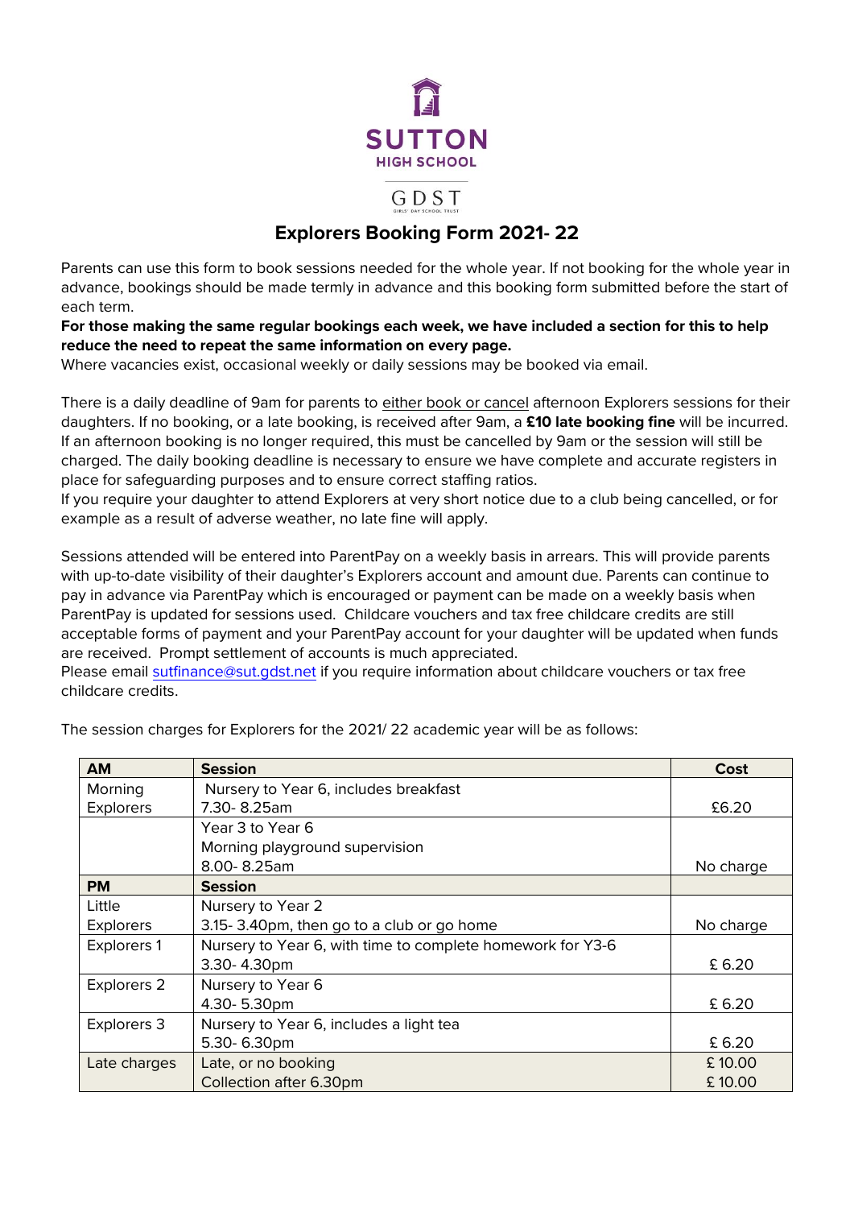SUTTON
HIGH SCHOOL

GDST

# Explorers Booking Form 2021- 22

Parents can use this form to book sessions needed for the whole year. If not booking for the whole year in advance, bookings should be made termly in advance and this booking form submitted before the start of each term.

**For those making the same regular bookings each week, we have included a section for this to help reduce the need to repeat the same information on every page.**

Where vacancies exist, occasional weekly or daily sessions may be booked via email.

There is a daily deadline of 9am for parents to either book or cancel afternoon Explorers sessions for their daughters. If no booking, or a late booking, is received after 9am, a **£10 late booking fine** will be incurred. If an afternoon booking is no longer required, this must be cancelled by 9am or the session will still be charged. The daily booking deadline is necessary to ensure we have complete and accurate registers in place for safeguarding purposes and to ensure correct staffing ratios.

If you require your daughter to attend Explorers at very short notice due to a club being cancelled, or for example as a result of adverse weather, no late fine will apply.

Sessions attended will be entered into ParentPay on a weekly basis in arrears. This will provide parents with up-to-date visibility of their daughter's Explorers account and amount due. Parents can continue to pay in advance via ParentPay which is encouraged or payment can be made on a weekly basis when ParentPay is updated for sessions used. Childcare vouchers and tax free childcare credits are still acceptable forms of payment and your ParentPay account for your daughter will be updated when funds are received. Prompt settlement of accounts is much appreciated.

Please email sutfinance@sut.gdst.net if you require information about childcare vouchers or tax free childcare credits.

The session charges for Explorers for the 2021/ 22 academic year will be as follows:

| **AM** | **Session** | **Cost** |
|---|---|---|
| Morning Explorers | Nursery to Year 6, includes breakfast<br>7.30- 8.25am | £6.20 |
| | Year 3 to Year 6<br>Morning playground supervision<br>8.00- 8.25am | No charge |
| **PM** | **Session** | |
| Little Explorers | Nursery to Year 2<br>3.15- 3.40pm, then go to a club or go home | No charge |
| Explorers 1 | Nursery to Year 6, with time to complete homework for Y3-6<br>3.30- 4.30pm | £ 6.20 |
| Explorers 2 | Nursery to Year 6<br>4.30- 5.30pm | £ 6.20 |
| Explorers 3 | Nursery to Year 6, includes a light tea<br>5.30- 6.30pm | £ 6.20 |
| Late charges | Late, or no booking<br>Collection after 6.30pm | £ 10.00<br>£ 10.00 |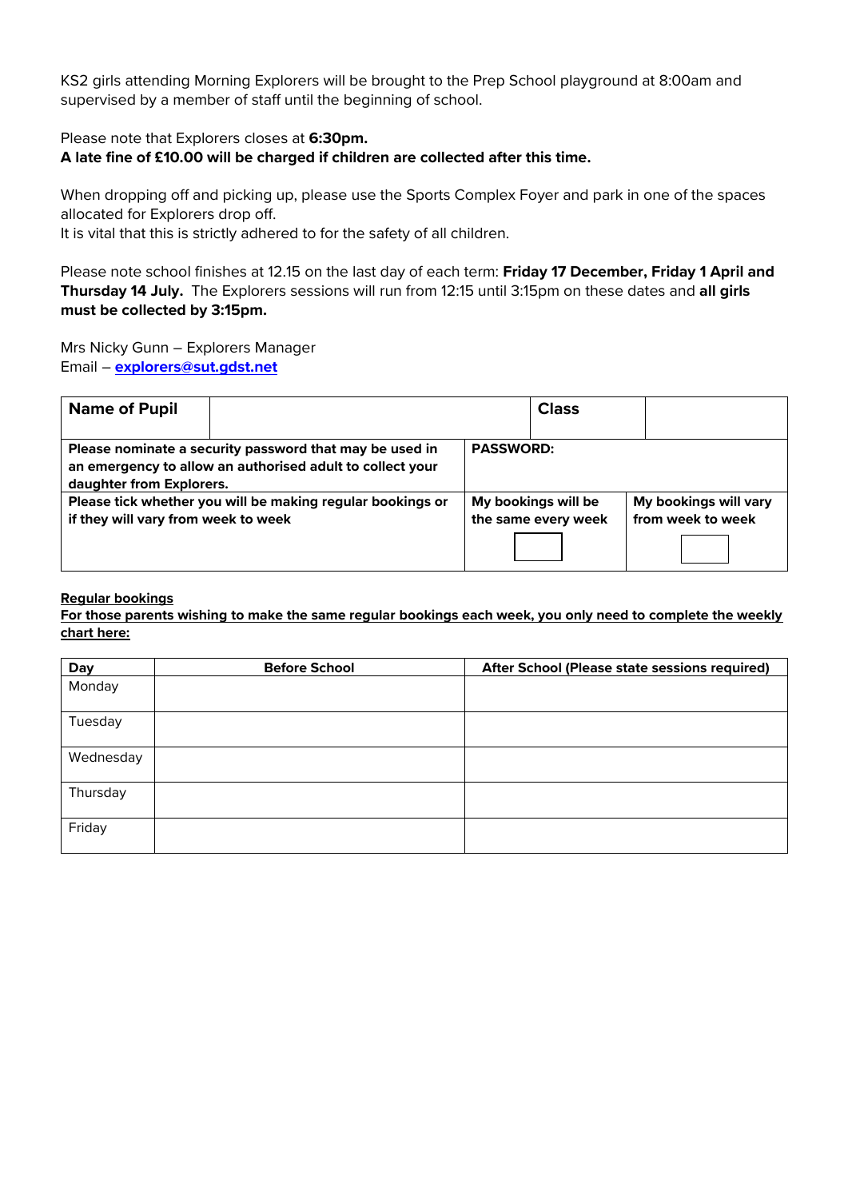KS2 girls attending Morning Explorers will be brought to the Prep School playground at 8:00am and supervised by a member of staff until the beginning of school.

Please note that Explorers closes at **6:30pm.**
**A late fine of £10.00 will be charged if children are collected after this time.**

When dropping off and picking up, please use the Sports Complex Foyer and park in one of the spaces allocated for Explorers drop off.
It is vital that this is strictly adhered to for the safety of all children.

Please note school finishes at 12.15 on the last day of each term: **Friday 17 December, Friday 1 April and Thursday 14 July.** The Explorers sessions will run from 12:15 until 3:15pm on these dates and **all girls must be collected by 3:15pm.**

Mrs Nicky Gunn – Explorers Manager
Email – **explorers@sut.gdst.net**

| **Name of Pupil** | | **Class** | |
|---|---|---|---|
| **Please nominate a security password that may be used in an emergency to allow an authorised adult to collect your daughter from Explorers.** | **PASSWORD:** | | |
| **Please tick whether you will be making regular bookings or if they will vary from week to week** | **My bookings will be the same every week** ☐ | **My bookings will vary from week to week** ☐ | |

**<u>Regular bookings</u>**
**<u>For those parents wishing to make the same regular bookings each week, you only need to complete the weekly chart here:</u>**

| **Day** | **Before School** | **After School (Please state sessions required)** |
|---|---|---|
| Monday | | |
| Tuesday | | |
| Wednesday | | |
| Thursday | | |
| Friday | | |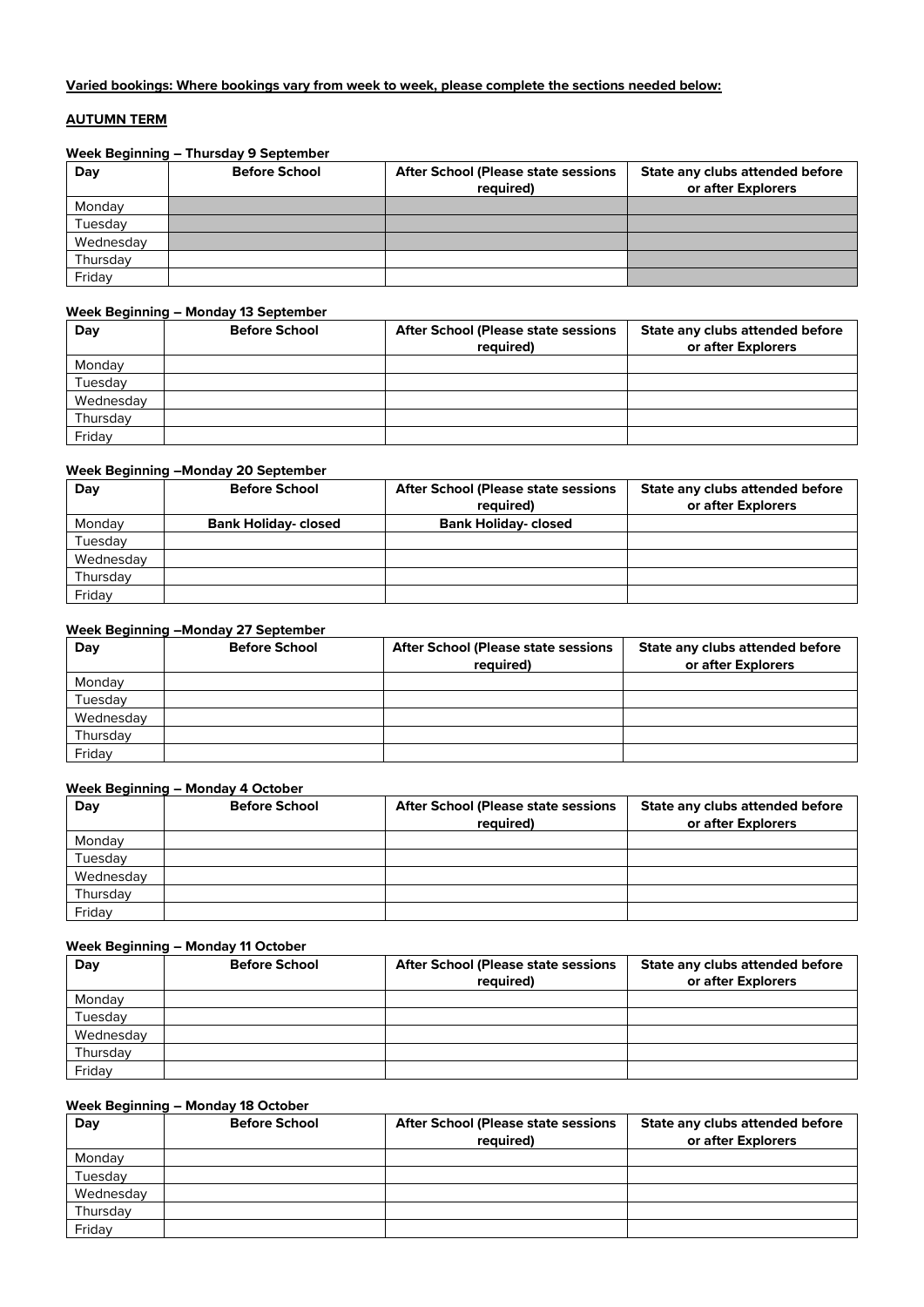**Varied bookings: Where bookings vary from week to week, please complete the sections needed below:**

**AUTUMN TERM**

**Week Beginning – Thursday 9 September**

| Day | Before School | After School (Please state sessions required) | State any clubs attended before or after Explorers |
|---|---|---|---|
| Monday | | | |
| Tuesday | | | |
| Wednesday | | | |
| Thursday | | | |
| Friday | | | |

**Week Beginning – Monday 13 September**

| Day | Before School | After School (Please state sessions required) | State any clubs attended before or after Explorers |
|---|---|---|---|
| Monday | | | |
| Tuesday | | | |
| Wednesday | | | |
| Thursday | | | |
| Friday | | | |

**Week Beginning –Monday 20 September**

| Day | Before School | After School (Please state sessions required) | State any clubs attended before or after Explorers |
|---|---|---|---|
| Monday | **Bank Holiday- closed** | **Bank Holiday- closed** | |
| Tuesday | | | |
| Wednesday | | | |
| Thursday | | | |
| Friday | | | |

**Week Beginning –Monday 27 September**

| Day | Before School | After School (Please state sessions required) | State any clubs attended before or after Explorers |
|---|---|---|---|
| Monday | | | |
| Tuesday | | | |
| Wednesday | | | |
| Thursday | | | |
| Friday | | | |

**Week Beginning – Monday 4 October**

| Day | Before School | After School (Please state sessions required) | State any clubs attended before or after Explorers |
|---|---|---|---|
| Monday | | | |
| Tuesday | | | |
| Wednesday | | | |
| Thursday | | | |
| Friday | | | |

**Week Beginning – Monday 11 October**

| Day | Before School | After School (Please state sessions required) | State any clubs attended before or after Explorers |
|---|---|---|---|
| Monday | | | |
| Tuesday | | | |
| Wednesday | | | |
| Thursday | | | |
| Friday | | | |

**Week Beginning – Monday 18 October**

| Day | Before School | After School (Please state sessions required) | State any clubs attended before or after Explorers |
|---|---|---|---|
| Monday | | | |
| Tuesday | | | |
| Wednesday | | | |
| Thursday | | | |
| Friday | | | |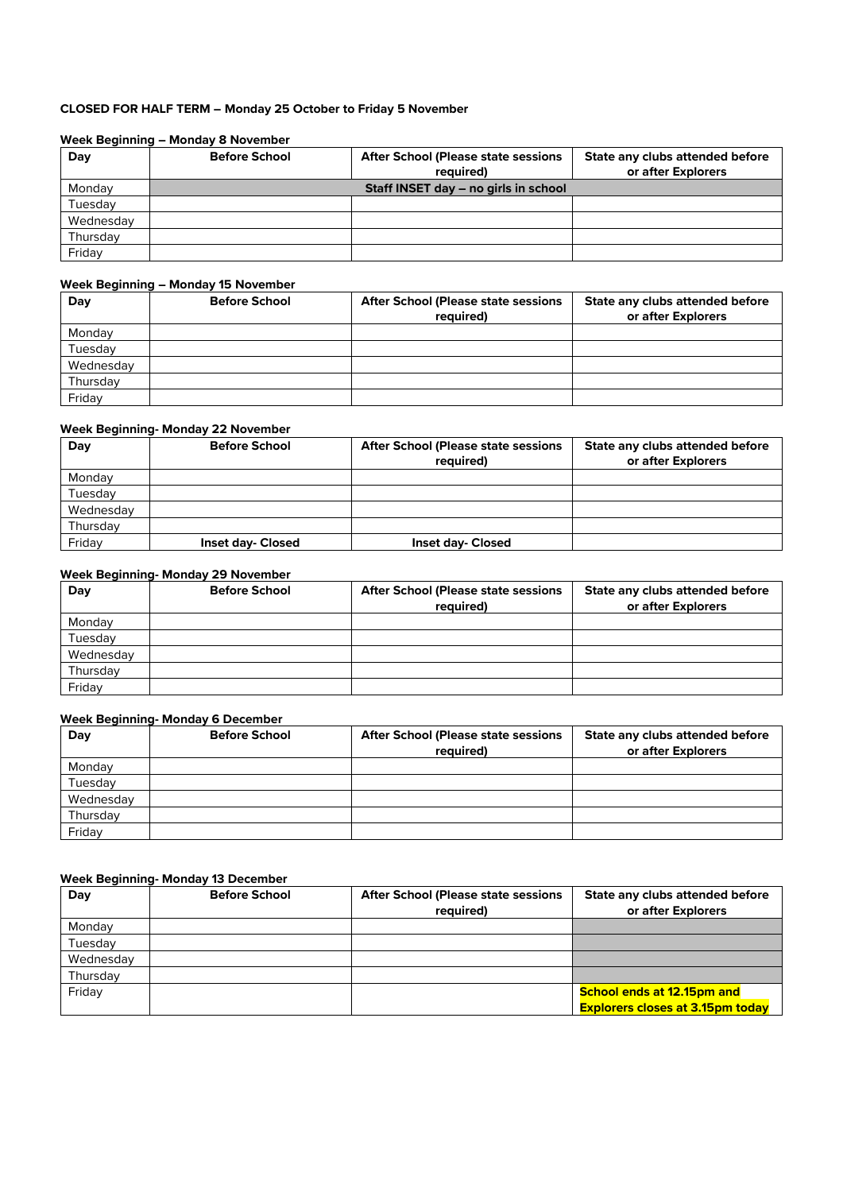**CLOSED FOR HALF TERM – Monday 25 October to Friday 5 November**

**Week Beginning – Monday 8 November**

| Day | Before School | After School (Please state sessions required) | State any clubs attended before or after Explorers |
|---|---|---|---|
| Monday | Staff INSET day – no girls in school | | |
| Tuesday | | | |
| Wednesday | | | |
| Thursday | | | |
| Friday | | | |

**Week Beginning – Monday 15 November**

| Day | Before School | After School (Please state sessions required) | State any clubs attended before or after Explorers |
|---|---|---|---|
| Monday | | | |
| Tuesday | | | |
| Wednesday | | | |
| Thursday | | | |
| Friday | | | |

**Week Beginning- Monday 22 November**

| Day | Before School | After School (Please state sessions required) | State any clubs attended before or after Explorers |
|---|---|---|---|
| Monday | | | |
| Tuesday | | | |
| Wednesday | | | |
| Thursday | | | |
| Friday | Inset day- Closed | Inset day- Closed | |

**Week Beginning- Monday 29 November**

| Day | Before School | After School (Please state sessions required) | State any clubs attended before or after Explorers |
|---|---|---|---|
| Monday | | | |
| Tuesday | | | |
| Wednesday | | | |
| Thursday | | | |
| Friday | | | |

**Week Beginning- Monday 6 December**

| Day | Before School | After School (Please state sessions required) | State any clubs attended before or after Explorers |
|---|---|---|---|
| Monday | | | |
| Tuesday | | | |
| Wednesday | | | |
| Thursday | | | |
| Friday | | | |

**Week Beginning- Monday 13 December**

| Day | Before School | After School (Please state sessions required) | State any clubs attended before or after Explorers |
|---|---|---|---|
| Monday | | | |
| Tuesday | | | |
| Wednesday | | | |
| Thursday | | | |
| Friday | | | **School ends at 12.15pm and Explorers closes at 3.15pm today** |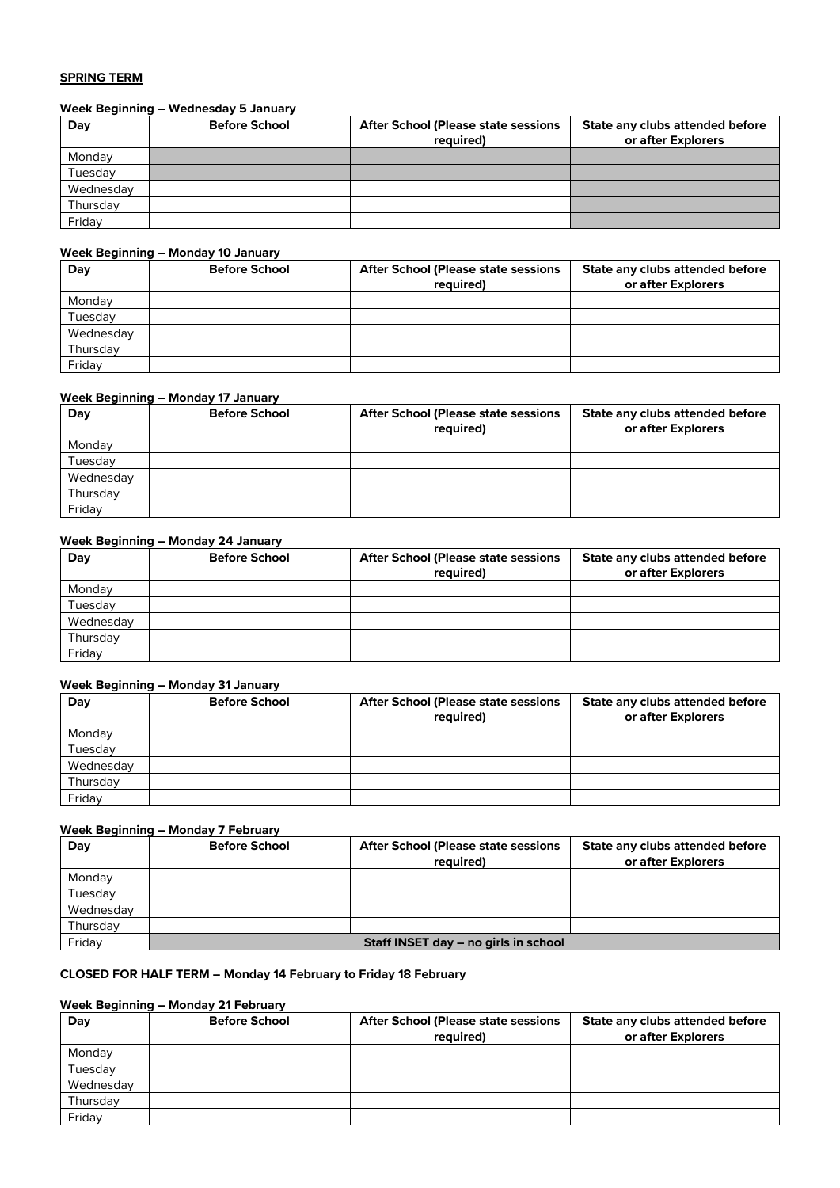**SPRING TERM**

**Week Beginning – Wednesday 5 January**

| Day | Before School | After School (Please state sessions required) | State any clubs attended before or after Explorers |
|---|---|---|---|
| Monday | | | |
| Tuesday | | | |
| Wednesday | | | |
| Thursday | | | |
| Friday | | | |

**Week Beginning – Monday 10 January**

| Day | Before School | After School (Please state sessions required) | State any clubs attended before or after Explorers |
|---|---|---|---|
| Monday | | | |
| Tuesday | | | |
| Wednesday | | | |
| Thursday | | | |
| Friday | | | |

**Week Beginning – Monday 17 January**

| Day | Before School | After School (Please state sessions required) | State any clubs attended before or after Explorers |
|---|---|---|---|
| Monday | | | |
| Tuesday | | | |
| Wednesday | | | |
| Thursday | | | |
| Friday | | | |

**Week Beginning – Monday 24 January**

| Day | Before School | After School (Please state sessions required) | State any clubs attended before or after Explorers |
|---|---|---|---|
| Monday | | | |
| Tuesday | | | |
| Wednesday | | | |
| Thursday | | | |
| Friday | | | |

**Week Beginning – Monday 31 January**

| Day | Before School | After School (Please state sessions required) | State any clubs attended before or after Explorers |
|---|---|---|---|
| Monday | | | |
| Tuesday | | | |
| Wednesday | | | |
| Thursday | | | |
| Friday | | | |

**Week Beginning – Monday 7 February**

| Day | Before School | After School (Please state sessions required) | State any clubs attended before or after Explorers |
|---|---|---|---|
| Monday | | | |
| Tuesday | | | |
| Wednesday | | | |
| Thursday | | | |
| Friday | **Staff INSET day – no girls in school** | | |

**CLOSED FOR HALF TERM – Monday 14 February to Friday 18 February**

**Week Beginning – Monday 21 February**

| Day | Before School | After School (Please state sessions required) | State any clubs attended before or after Explorers |
|---|---|---|---|
| Monday | | | |
| Tuesday | | | |
| Wednesday | | | |
| Thursday | | | |
| Friday | | | |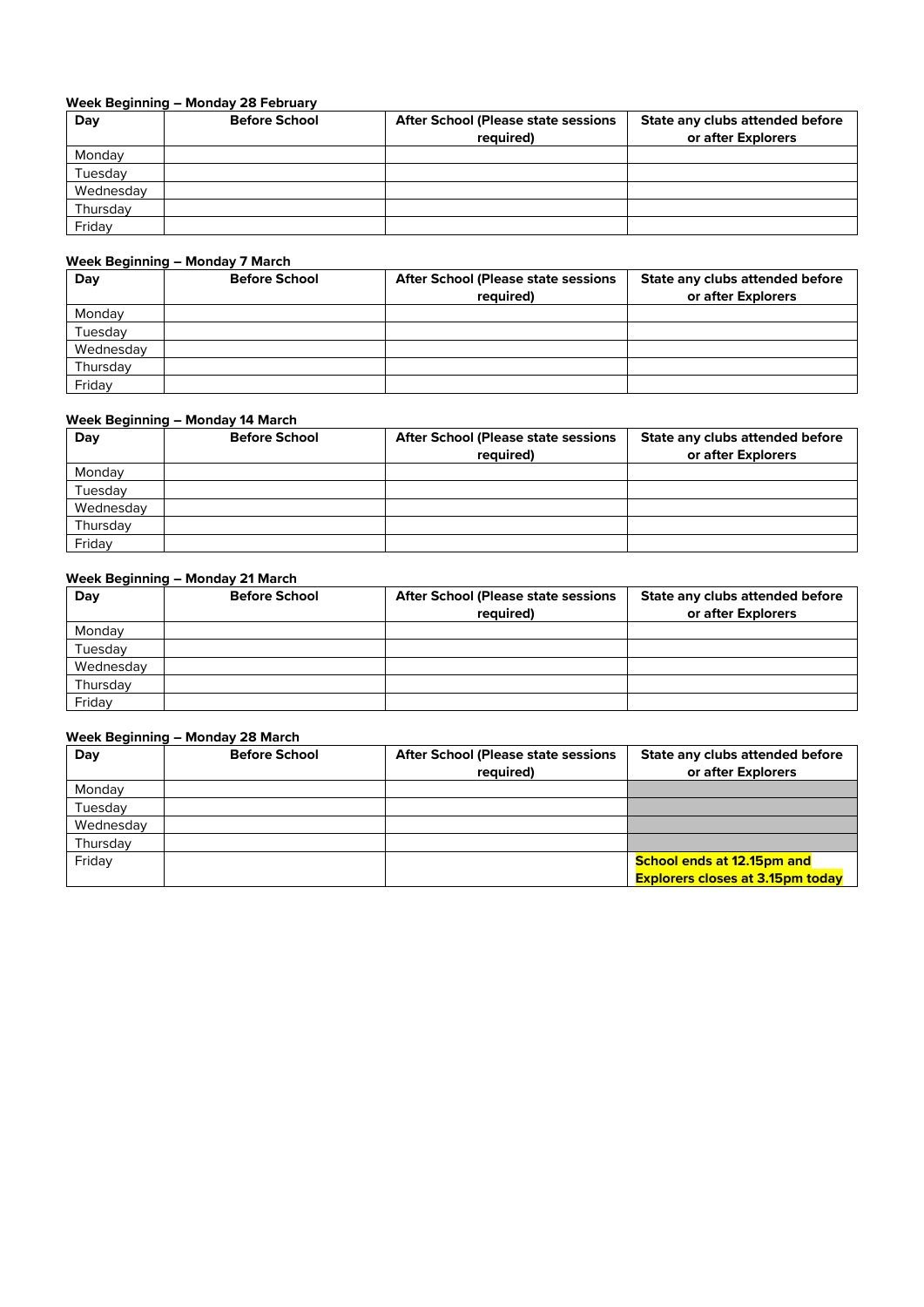**Week Beginning – Monday 28 February**

| Day | Before School | After School (Please state sessions required) | State any clubs attended before or after Explorers |
|---|---|---|---|
| Monday | | | |
| Tuesday | | | |
| Wednesday | | | |
| Thursday | | | |
| Friday | | | |

**Week Beginning – Monday 7 March**

| Day | Before School | After School (Please state sessions required) | State any clubs attended before or after Explorers |
|---|---|---|---|
| Monday | | | |
| Tuesday | | | |
| Wednesday | | | |
| Thursday | | | |
| Friday | | | |

**Week Beginning – Monday 14 March**

| Day | Before School | After School (Please state sessions required) | State any clubs attended before or after Explorers |
|---|---|---|---|
| Monday | | | |
| Tuesday | | | |
| Wednesday | | | |
| Thursday | | | |
| Friday | | | |

**Week Beginning – Monday 21 March**

| Day | Before School | After School (Please state sessions required) | State any clubs attended before or after Explorers |
|---|---|---|---|
| Monday | | | |
| Tuesday | | | |
| Wednesday | | | |
| Thursday | | | |
| Friday | | | |

**Week Beginning – Monday 28 March**

| Day | Before School | After School (Please state sessions required) | State any clubs attended before or after Explorers |
|---|---|---|---|
| Monday | | | |
| Tuesday | | | |
| Wednesday | | | |
| Thursday | | | |
| Friday | | | **School ends at 12.15pm and Explorers closes at 3.15pm today** |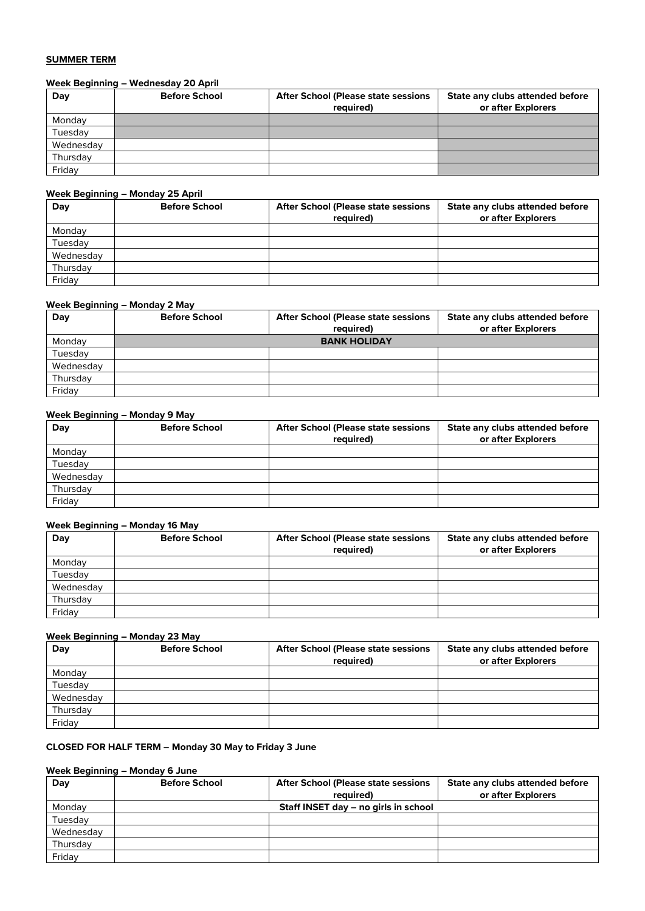**SUMMER TERM**

**Week Beginning – Wednesday 20 April**

| Day | Before School | After School (Please state sessions required) | State any clubs attended before or after Explorers |
|---|---|---|---|
| Monday | | | |
| Tuesday | | | |
| Wednesday | | | |
| Thursday | | | |
| Friday | | | |

**Week Beginning – Monday 25 April**

| Day | Before School | After School (Please state sessions required) | State any clubs attended before or after Explorers |
|---|---|---|---|
| Monday | | | |
| Tuesday | | | |
| Wednesday | | | |
| Thursday | | | |
| Friday | | | |

**Week Beginning – Monday 2 May**

| Day | Before School | After School (Please state sessions required) | State any clubs attended before or after Explorers |
|---|---|---|---|
| Monday | **BANK HOLIDAY** | | |
| Tuesday | | | |
| Wednesday | | | |
| Thursday | | | |
| Friday | | | |

**Week Beginning – Monday 9 May**

| Day | Before School | After School (Please state sessions required) | State any clubs attended before or after Explorers |
|---|---|---|---|
| Monday | | | |
| Tuesday | | | |
| Wednesday | | | |
| Thursday | | | |
| Friday | | | |

**Week Beginning – Monday 16 May**

| Day | Before School | After School (Please state sessions required) | State any clubs attended before or after Explorers |
|---|---|---|---|
| Monday | | | |
| Tuesday | | | |
| Wednesday | | | |
| Thursday | | | |
| Friday | | | |

**Week Beginning – Monday 23 May**

| Day | Before School | After School (Please state sessions required) | State any clubs attended before or after Explorers |
|---|---|---|---|
| Monday | | | |
| Tuesday | | | |
| Wednesday | | | |
| Thursday | | | |
| Friday | | | |

**CLOSED FOR HALF TERM – Monday 30 May to Friday 3 June**

**Week Beginning – Monday 6 June**

| Day | Before School | After School (Please state sessions required) | State any clubs attended before or after Explorers |
|---|---|---|---|
| Monday | **Staff INSET day – no girls in school** | | |
| Tuesday | | | |
| Wednesday | | | |
| Thursday | | | |
| Friday | | | |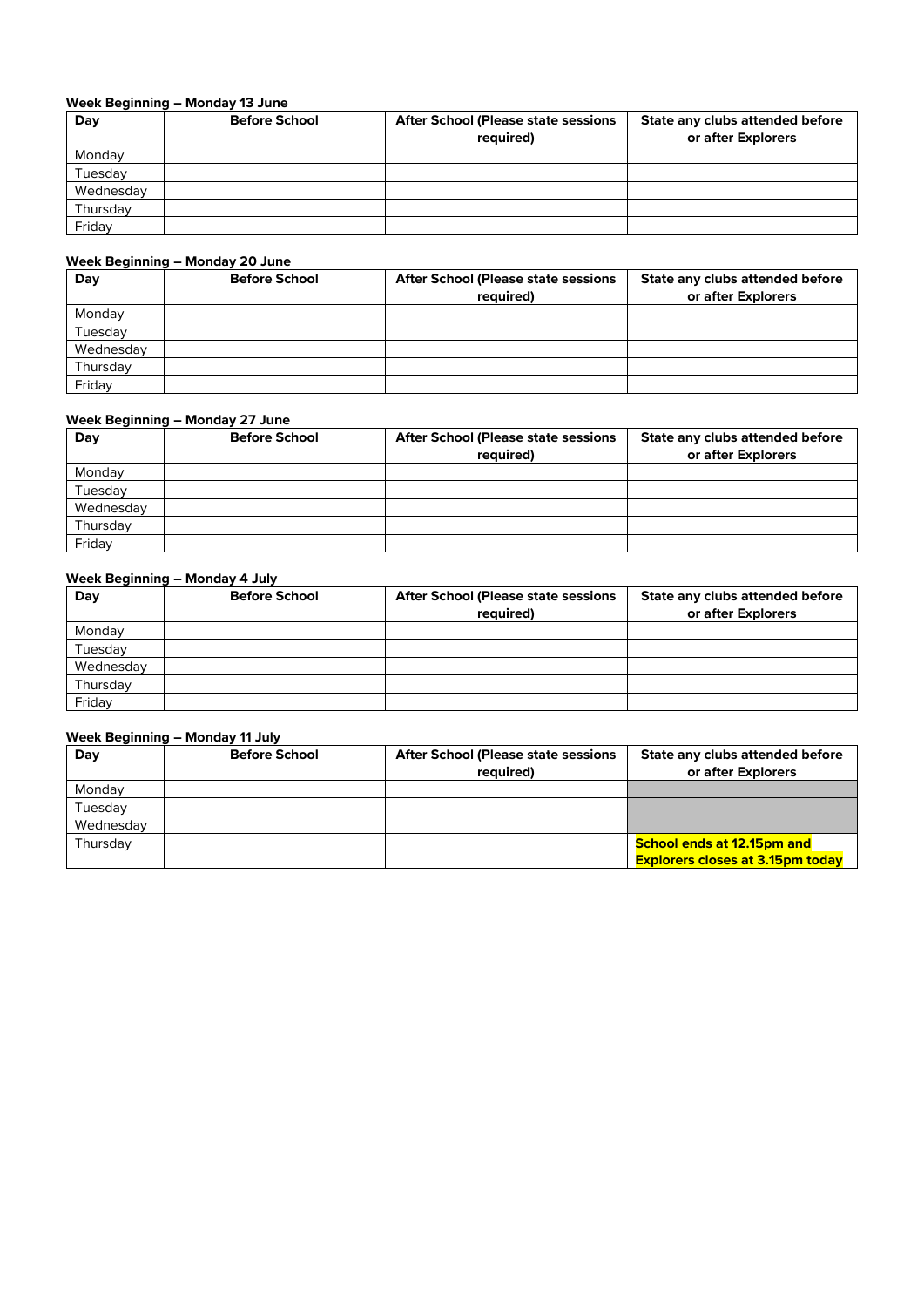**Week Beginning – Monday 13 June**

| Day | Before School | After School (Please state sessions required) | State any clubs attended before or after Explorers |
|---|---|---|---|
| Monday | | | |
| Tuesday | | | |
| Wednesday | | | |
| Thursday | | | |
| Friday | | | |

**Week Beginning – Monday 20 June**

| Day | Before School | After School (Please state sessions required) | State any clubs attended before or after Explorers |
|---|---|---|---|
| Monday | | | |
| Tuesday | | | |
| Wednesday | | | |
| Thursday | | | |
| Friday | | | |

**Week Beginning – Monday 27 June**

| Day | Before School | After School (Please state sessions required) | State any clubs attended before or after Explorers |
|---|---|---|---|
| Monday | | | |
| Tuesday | | | |
| Wednesday | | | |
| Thursday | | | |
| Friday | | | |

**Week Beginning – Monday 4 July**

| Day | Before School | After School (Please state sessions required) | State any clubs attended before or after Explorers |
|---|---|---|---|
| Monday | | | |
| Tuesday | | | |
| Wednesday | | | |
| Thursday | | | |
| Friday | | | |

**Week Beginning – Monday 11 July**

| Day | Before School | After School (Please state sessions required) | State any clubs attended before or after Explorers |
|---|---|---|---|
| Monday | | | |
| Tuesday | | | |
| Wednesday | | | |
| Thursday | | | **School ends at 12.15pm and Explorers closes at 3.15pm today** |